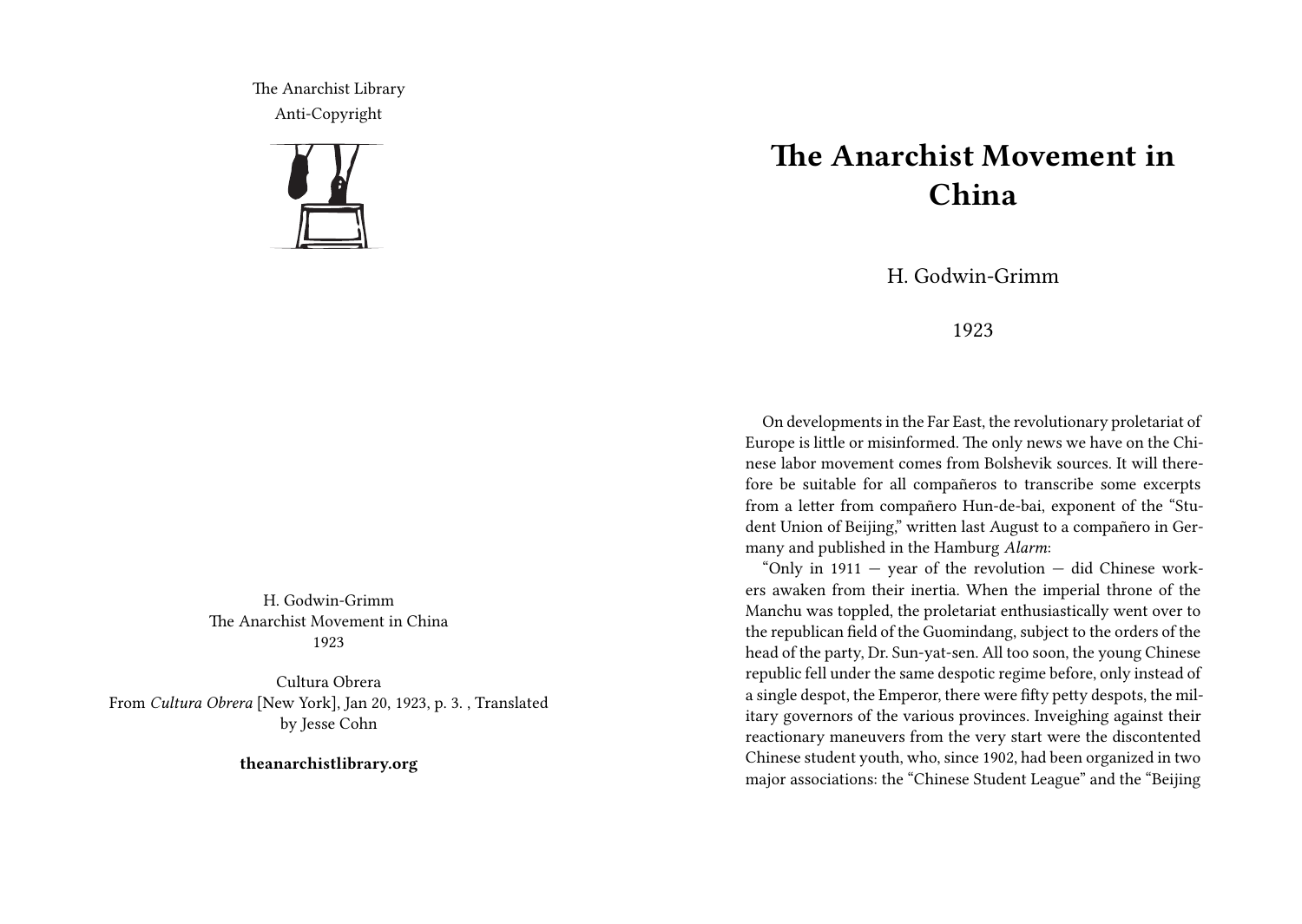The Anarchist Library
Anti-Copyright

H. Godwin-Grimm
The Anarchist Movement in China
1923

Cultura Obrera
From *Cultura Obrera* [New York], Jan 20, 1923, p. 3. , Translated by Jesse Cohn

**theanarchistlibrary.org**

# The Anarchist Movement in China

H. Godwin-Grimm

1923

On developments in the Far East, the revolutionary proletariat of Europe is little or misinformed. The only news we have on the Chinese labor movement comes from Bolshevik sources. It will therefore be suitable for all compañeros to transcribe some excerpts from a letter from compañero Hun-de-bai, exponent of the "Student Union of Beijing," written last August to a compañero in Germany and published in the Hamburg *Alarm*:

"Only in 1911 — year of the revolution — did Chinese workers awaken from their inertia. When the imperial throne of the Manchu was toppled, the proletariat enthusiastically went over to the republican field of the Guomindang, subject to the orders of the head of the party, Dr. Sun-yat-sen. All too soon, the young Chinese republic fell under the same despotic regime before, only instead of a single despot, the Emperor, there were fifty petty despots, the military governors of the various provinces. Inveighing against their reactionary maneuvers from the very start were the discontented Chinese student youth, who, since 1902, had been organized in two major associations: the "Chinese Student League" and the "Beijing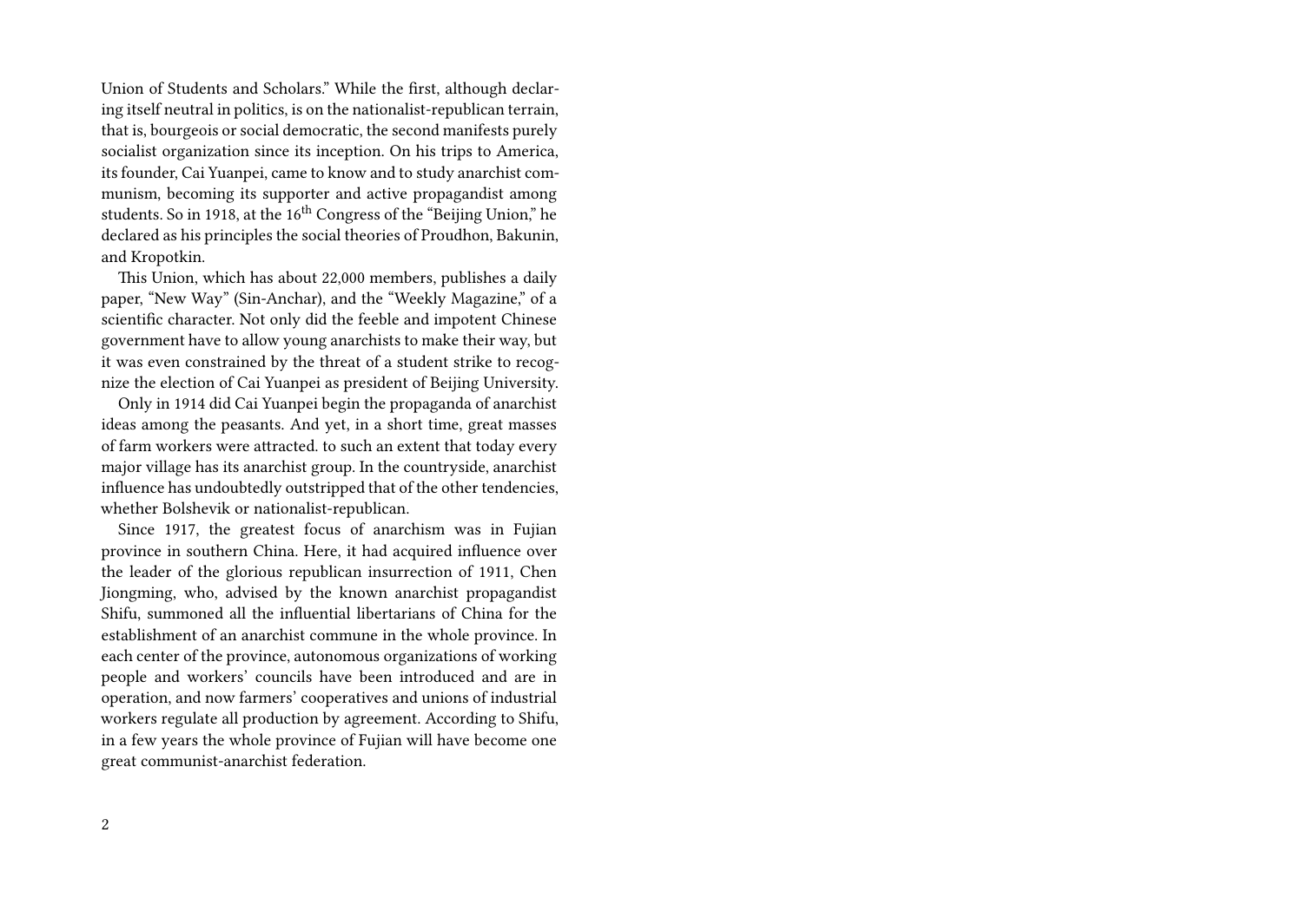Union of Students and Scholars." While the first, although declaring itself neutral in politics, is on the nationalist-republican terrain, that is, bourgeois or social democratic, the second manifests purely socialist organization since its inception. On his trips to America, its founder, Cai Yuanpei, came to know and to study anarchist communism, becoming its supporter and active propagandist among students. So in 1918, at the 16th Congress of the "Beijing Union," he declared as his principles the social theories of Proudhon, Bakunin, and Kropotkin.

This Union, which has about 22,000 members, publishes a daily paper, "New Way" (Sin-Anchar), and the "Weekly Magazine," of a scientific character. Not only did the feeble and impotent Chinese government have to allow young anarchists to make their way, but it was even constrained by the threat of a student strike to recognize the election of Cai Yuanpei as president of Beijing University.

Only in 1914 did Cai Yuanpei begin the propaganda of anarchist ideas among the peasants. And yet, in a short time, great masses of farm workers were attracted. to such an extent that today every major village has its anarchist group. In the countryside, anarchist influence has undoubtedly outstripped that of the other tendencies, whether Bolshevik or nationalist-republican.

Since 1917, the greatest focus of anarchism was in Fujian province in southern China. Here, it had acquired influence over the leader of the glorious republican insurrection of 1911, Chen Jiongming, who, advised by the known anarchist propagandist Shifu, summoned all the influential libertarians of China for the establishment of an anarchist commune in the whole province. In each center of the province, autonomous organizations of working people and workers' councils have been introduced and are in operation, and now farmers' cooperatives and unions of industrial workers regulate all production by agreement. According to Shifu, in a few years the whole province of Fujian will have become one great communist-anarchist federation.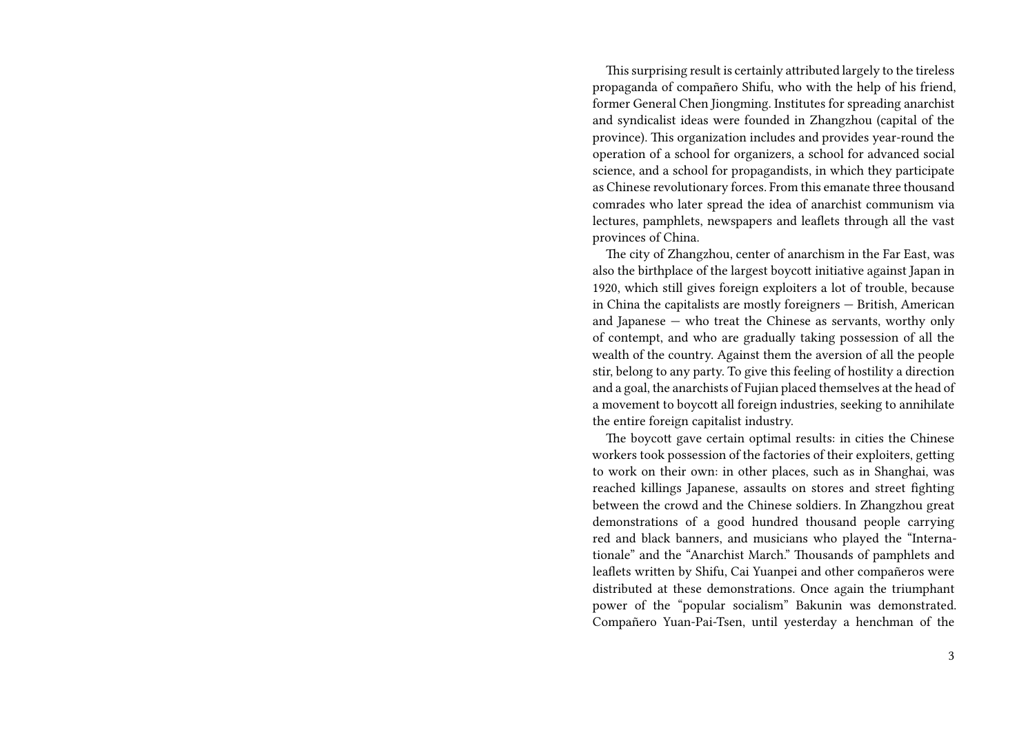This surprising result is certainly attributed largely to the tireless propaganda of compañero Shifu, who with the help of his friend, former General Chen Jiongming. Institutes for spreading anarchist and syndicalist ideas were founded in Zhangzhou (capital of the province). This organization includes and provides year-round the operation of a school for organizers, a school for advanced social science, and a school for propagandists, in which they participate as Chinese revolutionary forces. From this emanate three thousand comrades who later spread the idea of anarchist communism via lectures, pamphlets, newspapers and leaflets through all the vast provinces of China.

The city of Zhangzhou, center of anarchism in the Far East, was also the birthplace of the largest boycott initiative against Japan in 1920, which still gives foreign exploiters a lot of trouble, because in China the capitalists are mostly foreigners — British, American and Japanese — who treat the Chinese as servants, worthy only of contempt, and who are gradually taking possession of all the wealth of the country. Against them the aversion of all the people stir, belong to any party. To give this feeling of hostility a direction and a goal, the anarchists of Fujian placed themselves at the head of a movement to boycott all foreign industries, seeking to annihilate the entire foreign capitalist industry.

The boycott gave certain optimal results: in cities the Chinese workers took possession of the factories of their exploiters, getting to work on their own: in other places, such as in Shanghai, was reached killings Japanese, assaults on stores and street fighting between the crowd and the Chinese soldiers. In Zhangzhou great demonstrations of a good hundred thousand people carrying red and black banners, and musicians who played the "Internationale" and the "Anarchist March." Thousands of pamphlets and leaflets written by Shifu, Cai Yuanpei and other compañeros were distributed at these demonstrations. Once again the triumphant power of the "popular socialism" Bakunin was demonstrated. Compañero Yuan-Pai-Tsen, until yesterday a henchman of the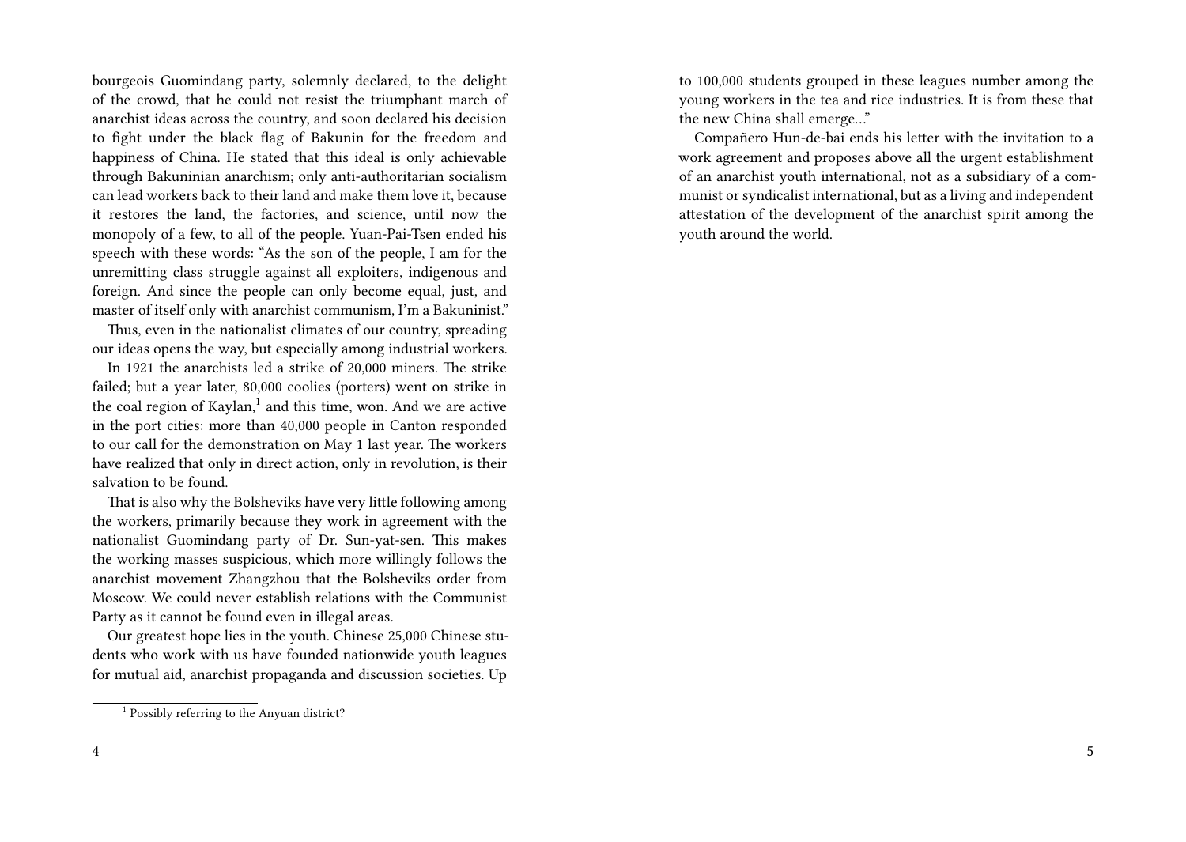bourgeois Guomindang party, solemnly declared, to the delight of the crowd, that he could not resist the triumphant march of anarchist ideas across the country, and soon declared his decision to fight under the black flag of Bakunin for the freedom and happiness of China. He stated that this ideal is only achievable through Bakuninian anarchism; only anti-authoritarian socialism can lead workers back to their land and make them love it, because it restores the land, the factories, and science, until now the monopoly of a few, to all of the people. Yuan-Pai-Tsen ended his speech with these words: "As the son of the people, I am for the unremitting class struggle against all exploiters, indigenous and foreign. And since the people can only become equal, just, and master of itself only with anarchist communism, I'm a Bakuninist."

Thus, even in the nationalist climates of our country, spreading our ideas opens the way, but especially among industrial workers.

In 1921 the anarchists led a strike of 20,000 miners. The strike failed; but a year later, 80,000 coolies (porters) went on strike in the coal region of Kaylan,[1] and this time, won. And we are active in the port cities: more than 40,000 people in Canton responded to our call for the demonstration on May 1 last year. The workers have realized that only in direct action, only in revolution, is their salvation to be found.

That is also why the Bolsheviks have very little following among the workers, primarily because they work in agreement with the nationalist Guomindang party of Dr. Sun-yat-sen. This makes the working masses suspicious, which more willingly follows the anarchist movement Zhangzhou that the Bolsheviks order from Moscow. We could never establish relations with the Communist Party as it cannot be found even in illegal areas.

Our greatest hope lies in the youth. Chinese 25,000 Chinese students who work with us have founded nationwide youth leagues for mutual aid, anarchist propaganda and discussion societies. Up to 100,000 students grouped in these leagues number among the young workers in the tea and rice industries. It is from these that the new China shall emerge…"

Compañero Hun-de-bai ends his letter with the invitation to a work agreement and proposes above all the urgent establishment of an anarchist youth international, not as a subsidiary of a communist or syndicalist international, but as a living and independent attestation of the development of the anarchist spirit among the youth around the world.

[1] Possibly referring to the Anyuan district?